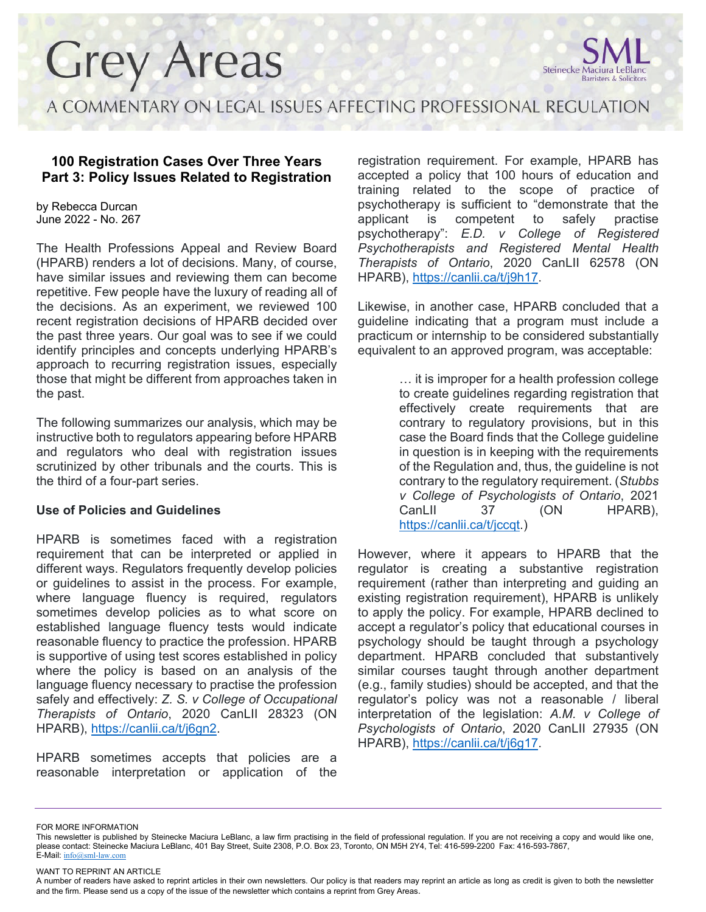# Grey Areas

A COMMENTARY ON LEGAL ISSUES AFFECTING PROFESSIONAL REGULATION

SML Steinecke Maciura LeBlanc Barristers & Solicitors

## 100 Registration Cases Over Three Years Part 3: Policy Issues Related to Registration

by Rebecca Durcan
June 2022 - No. 267

The Health Professions Appeal and Review Board (HPARB) renders a lot of decisions. Many, of course, have similar issues and reviewing them can become repetitive. Few people have the luxury of reading all of the decisions. As an experiment, we reviewed 100 recent registration decisions of HPARB decided over the past three years. Our goal was to see if we could identify principles and concepts underlying HPARB's approach to recurring registration issues, especially those that might be different from approaches taken in the past.

The following summarizes our analysis, which may be instructive both to regulators appearing before HPARB and regulators who deal with registration issues scrutinized by other tribunals and the courts. This is the third of a four-part series.

### Use of Policies and Guidelines

HPARB is sometimes faced with a registration requirement that can be interpreted or applied in different ways. Regulators frequently develop policies or guidelines to assist in the process. For example, where language fluency is required, regulators sometimes develop policies as to what score on established language fluency tests would indicate reasonable fluency to practise the profession. HPARB is supportive of using test scores established in policy where the policy is based on an analysis of the language fluency necessary to practise the profession safely and effectively: *Z. S. v College of Occupational Therapists of Ontario*, 2020 CanLII 28323 (ON HPARB), https://canlii.ca/t/j6gn2.

HPARB sometimes accepts that policies are a reasonable interpretation or application of the registration requirement. For example, HPARB has accepted a policy that 100 hours of education and training related to the scope of practice of psychotherapy is sufficient to "demonstrate that the applicant is competent to safely practise psychotherapy": *E.D. v College of Registered Psychotherapists and Registered Mental Health Therapists of Ontario*, 2020 CanLII 62578 (ON HPARB), https://canlii.ca/t/j9h17.

Likewise, in another case, HPARB concluded that a guideline indicating that a program must include a practicum or internship to be considered substantially equivalent to an approved program, was acceptable:

> … it is improper for a health profession college to create guidelines regarding registration that effectively create requirements that are contrary to regulatory provisions, but in this case the Board finds that the College guideline in question is in keeping with the requirements of the Regulation and, thus, the guideline is not contrary to the regulatory requirement. (*Stubbs v College of Psychologists of Ontario*, 2021 CanLII 37 (ON HPARB), https://canlii.ca/t/jccqt.)

However, where it appears to HPARB that the regulator is creating a substantive registration requirement (rather than interpreting and guiding an existing registration requirement), HPARB is unlikely to apply the policy. For example, HPARB declined to accept a regulator's policy that educational courses in psychology should be taught through a psychology department. HPARB concluded that substantively similar courses taught through another department (e.g., family studies) should be accepted, and that the regulator's policy was not a reasonable / liberal interpretation of the legislation: *A.M. v College of Psychologists of Ontario*, 2020 CanLII 27935 (ON HPARB), https://canlii.ca/t/j6g17.

---

FOR MORE INFORMATION

This newsletter is published by Steinecke Maciura LeBlanc, a law firm practising in the field of professional regulation. If you are not receiving a copy and would like one, please contact: Steinecke Maciura LeBlanc, 401 Bay Street, Suite 2308, P.O. Box 23, Toronto, ON M5H 2Y4, Tel: 416-599-2200 Fax: 416-593-7867, E-Mail: info@sml-law.com

WANT TO REPRINT AN ARTICLE

A number of readers have asked to reprint articles in their own newsletters. Our policy is that readers may reprint an article as long as credit is given to both the newsletter and the firm. Please send us a copy of the issue of the newsletter which contains a reprint from Grey Areas.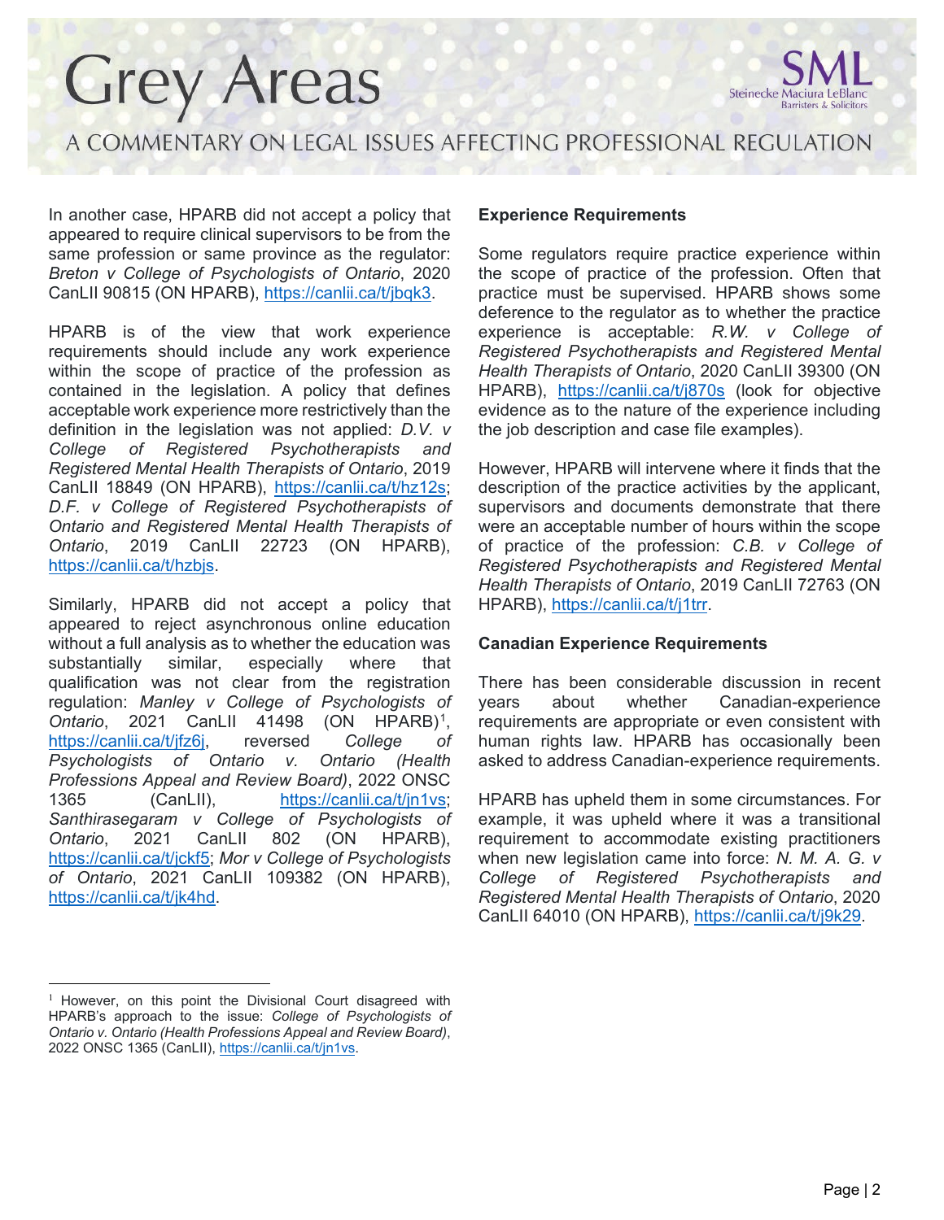In another case, HPARB did not accept a policy that appeared to require clinical supervisors to be from the same profession or same province as the regulator: *Breton v College of Psychologists of Ontario*, 2020 CanLII 90815 (ON HPARB), https://canlii.ca/t/jbqk3.

HPARB is of the view that work experience requirements should include any work experience within the scope of practice of the profession as contained in the legislation. A policy that defines acceptable work experience more restrictively than the definition in the legislation was not applied: *D.V. v College of Registered Psychotherapists and Registered Mental Health Therapists of Ontario*, 2019 CanLII 18849 (ON HPARB), https://canlii.ca/t/hz12s; *D.F. v College of Registered Psychotherapists of Ontario and Registered Mental Health Therapists of Ontario*, 2019 CanLII 22723 (ON HPARB), https://canlii.ca/t/hzbjs.

Similarly, HPARB did not accept a policy that appeared to reject asynchronous online education without a full analysis as to whether the education was substantially similar, especially where that qualification was not clear from the registration regulation: *Manley v College of Psychologists of Ontario*, 2021 CanLII 41498 (ON HPARB)[1], https://canlii.ca/t/jfz6j, reversed *College of Psychologists of Ontario v. Ontario (Health Professions Appeal and Review Board)*, 2022 ONSC 1365 (CanLII), https://canlii.ca/t/jn1vs; *Santhirasegaram v College of Psychologists of Ontario*, 2021 CanLII 802 (ON HPARB), https://canlii.ca/t/jckf5; *Mor v College of Psychologists of Ontario*, 2021 CanLII 109382 (ON HPARB), https://canlii.ca/t/jk4hd.

[1] However, on this point the Divisional Court disagreed with HPARB's approach to the issue: *College of Psychologists of Ontario v. Ontario (Health Professions Appeal and Review Board)*, 2022 ONSC 1365 (CanLII), https://canlii.ca/t/jn1vs.

**Experience Requirements**

Some regulators require practice experience within the scope of practice of the profession. Often that practice must be supervised. HPARB shows some deference to the regulator as to whether the practice experience is acceptable: *R.W. v College of Registered Psychotherapists and Registered Mental Health Therapists of Ontario*, 2020 CanLII 39300 (ON HPARB), https://canlii.ca/t/j870s (look for objective evidence as to the nature of the experience including the job description and case file examples).

However, HPARB will intervene where it finds that the description of the practice activities by the applicant, supervisors and documents demonstrate that there were an acceptable number of hours within the scope of practice of the profession: *C.B. v College of Registered Psychotherapists and Registered Mental Health Therapists of Ontario*, 2019 CanLII 72763 (ON HPARB), https://canlii.ca/t/j1trr.

**Canadian Experience Requirements**

There has been considerable discussion in recent years about whether Canadian-experience requirements are appropriate or even consistent with human rights law. HPARB has occasionally been asked to address Canadian-experience requirements.

HPARB has upheld them in some circumstances. For example, it was upheld where it was a transitional requirement to accommodate existing practitioners when new legislation came into force: *N. M. A. G. v College of Registered Psychotherapists and Registered Mental Health Therapists of Ontario*, 2020 CanLII 64010 (ON HPARB), https://canlii.ca/t/j9k29.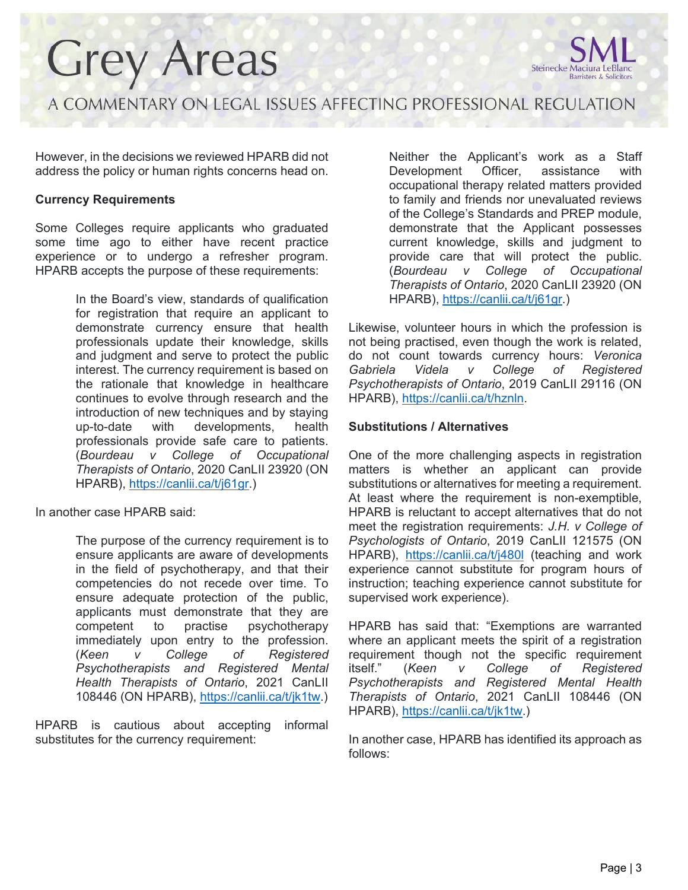However, in the decisions we reviewed HPARB did not address the policy or human rights concerns head on.

**Currency Requirements**

Some Colleges require applicants who graduated some time ago to either have recent practice experience or to undergo a refresher program. HPARB accepts the purpose of these requirements:

> In the Board's view, standards of qualification for registration that require an applicant to demonstrate currency ensure that health professionals update their knowledge, skills and judgment and serve to protect the public interest. The currency requirement is based on the rationale that knowledge in healthcare continues to evolve through research and the introduction of new techniques and by staying up-to-date with developments, health professionals provide safe care to patients. (*Bourdeau v College of Occupational Therapists of Ontario*, 2020 CanLII 23920 (ON HPARB), https://canlii.ca/t/j61gr.)

In another case HPARB said:

> The purpose of the currency requirement is to ensure applicants are aware of developments in the field of psychotherapy, and that their competencies do not recede over time. To ensure adequate protection of the public, applicants must demonstrate that they are competent to practise psychotherapy immediately upon entry to the profession. (*Keen v College of Registered Psychotherapists and Registered Mental Health Therapists of Ontario*, 2021 CanLII 108446 (ON HPARB), https://canlii.ca/t/jk1tw.)

HPARB is cautious about accepting informal substitutes for the currency requirement:

> Neither the Applicant's work as a Staff Development Officer, assistance with occupational therapy related matters provided to family and friends nor unevaluated reviews of the College's Standards and PREP module, demonstrate that the Applicant possesses current knowledge, skills and judgment to provide care that will protect the public. (*Bourdeau v College of Occupational Therapists of Ontario*, 2020 CanLII 23920 (ON HPARB), https://canlii.ca/t/j61gr.)

Likewise, volunteer hours in which the profession is not being practised, even though the work is related, do not count towards currency hours: *Veronica Gabriela Videla v College of Registered Psychotherapists of Ontario*, 2019 CanLII 29116 (ON HPARB), https://canlii.ca/t/hznln.

**Substitutions / Alternatives**

One of the more challenging aspects in registration matters is whether an applicant can provide substitutions or alternatives for meeting a requirement. At least where the requirement is non-exemptible, HPARB is reluctant to accept alternatives that do not meet the registration requirements: *J.H. v College of Psychologists of Ontario*, 2019 CanLII 121575 (ON HPARB), https://canlii.ca/t/j480l (teaching and work experience cannot substitute for program hours of instruction; teaching experience cannot substitute for supervised work experience).

HPARB has said that: "Exemptions are warranted where an applicant meets the spirit of a registration requirement though not the specific requirement itself." (*Keen v College of Registered Psychotherapists and Registered Mental Health Therapists of Ontario*, 2021 CanLII 108446 (ON HPARB), https://canlii.ca/t/jk1tw.)

In another case, HPARB has identified its approach as follows: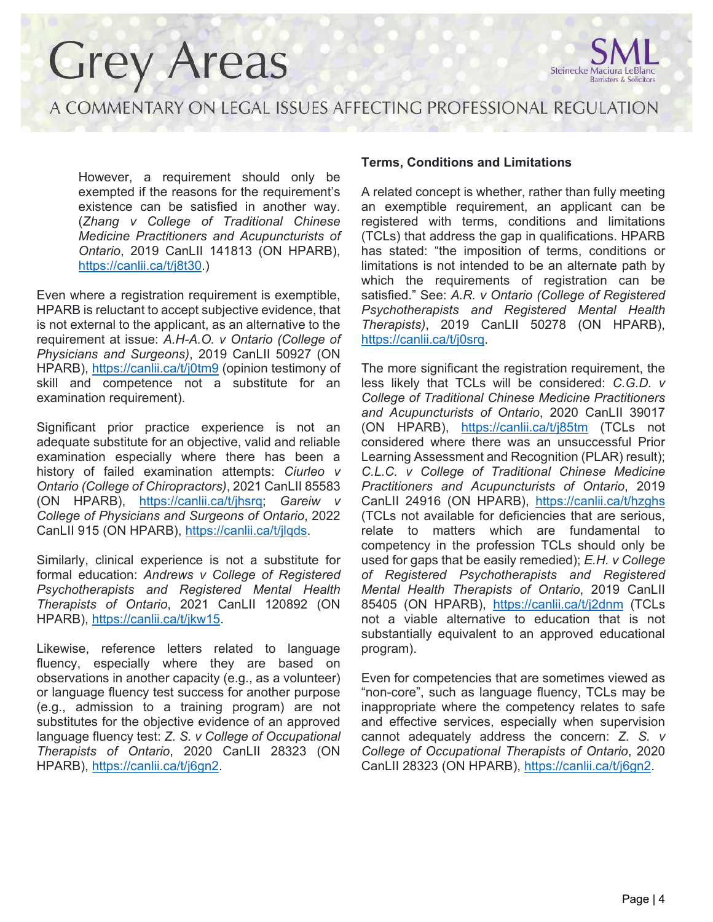However, a requirement should only be exempted if the reasons for the requirement's existence can be satisfied in another way. (*Zhang v College of Traditional Chinese Medicine Practitioners and Acupuncturists of Ontario*, 2019 CanLII 141813 (ON HPARB), https://canlii.ca/t/j8t30.)

Even where a registration requirement is exemptible, HPARB is reluctant to accept subjective evidence, that is not external to the applicant, as an alternative to the requirement at issue: *A.H-A.O. v Ontario (College of Physicians and Surgeons)*, 2019 CanLII 50927 (ON HPARB), https://canlii.ca/t/j0tm9 (opinion testimony of skill and competence not a substitute for an examination requirement).

Significant prior practice experience is not an adequate substitute for an objective, valid and reliable examination especially where there has been a history of failed examination attempts: *Ciurleo v Ontario (College of Chiropractors)*, 2021 CanLII 85583 (ON HPARB), https://canlii.ca/t/jhsrq; *Gareiw v College of Physicians and Surgeons of Ontario*, 2022 CanLII 915 (ON HPARB), https://canlii.ca/t/jlqds.

Similarly, clinical experience is not a substitute for formal education: *Andrews v College of Registered Psychotherapists and Registered Mental Health Therapists of Ontario*, 2021 CanLII 120892 (ON HPARB), https://canlii.ca/t/jkw15.

Likewise, reference letters related to language fluency, especially where they are based on observations in another capacity (e.g., as a volunteer) or language fluency test success for another purpose (e.g., admission to a training program) are not substitutes for the objective evidence of an approved language fluency test: *Z. S. v College of Occupational Therapists of Ontario*, 2020 CanLII 28323 (ON HPARB), https://canlii.ca/t/j6gn2.

**Terms, Conditions and Limitations**

A related concept is whether, rather than fully meeting an exemptible requirement, an applicant can be registered with terms, conditions and limitations (TCLs) that address the gap in qualifications. HPARB has stated: "the imposition of terms, conditions or limitations is not intended to be an alternate path by which the requirements of registration can be satisfied." See: *A.R. v Ontario (College of Registered Psychotherapists and Registered Mental Health Therapists)*, 2019 CanLII 50278 (ON HPARB), https://canlii.ca/t/j0srq.

The more significant the registration requirement, the less likely that TCLs will be considered: *C.G.D. v College of Traditional Chinese Medicine Practitioners and Acupuncturists of Ontario*, 2020 CanLII 39017 (ON HPARB), https://canlii.ca/t/j85tm (TCLs not considered where there was an unsuccessful Prior Learning Assessment and Recognition (PLAR) result); *C.L.C. v College of Traditional Chinese Medicine Practitioners and Acupuncturists of Ontario*, 2019 CanLII 24916 (ON HPARB), https://canlii.ca/t/hzghs (TCLs not available for deficiencies that are serious, relate to matters which are fundamental to competency in the profession TCLs should only be used for gaps that be easily remedied); *E.H. v College of Registered Psychotherapists and Registered Mental Health Therapists of Ontario*, 2019 CanLII 85405 (ON HPARB), https://canlii.ca/t/j2dnm (TCLs not a viable alternative to education that is not substantially equivalent to an approved educational program).

Even for competencies that are sometimes viewed as "non-core", such as language fluency, TCLs may be inappropriate where the competency relates to safe and effective services, especially when supervision cannot adequately address the concern: *Z. S. v College of Occupational Therapists of Ontario*, 2020 CanLII 28323 (ON HPARB), https://canlii.ca/t/j6gn2.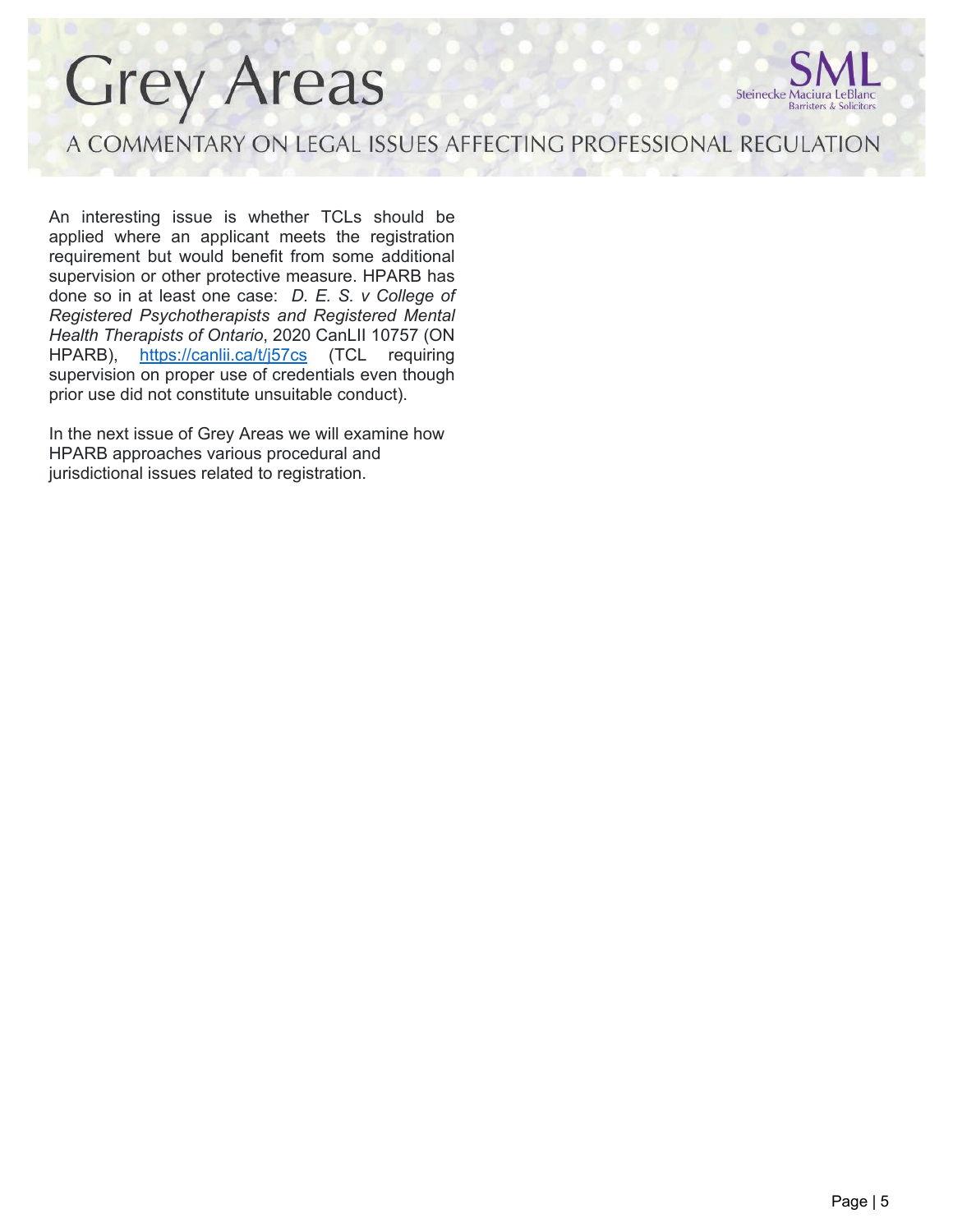An interesting issue is whether TCLs should be applied where an applicant meets the registration requirement but would benefit from some additional supervision or other protective measure. HPARB has done so in at least one case: *D. E. S. v College of Registered Psychotherapists and Registered Mental Health Therapists of Ontario*, 2020 CanLII 10757 (ON HPARB), https://canlii.ca/t/j57cs (TCL requiring supervision on proper use of credentials even though prior use did not constitute unsuitable conduct).

In the next issue of Grey Areas we will examine how HPARB approaches various procedural and jurisdictional issues related to registration.